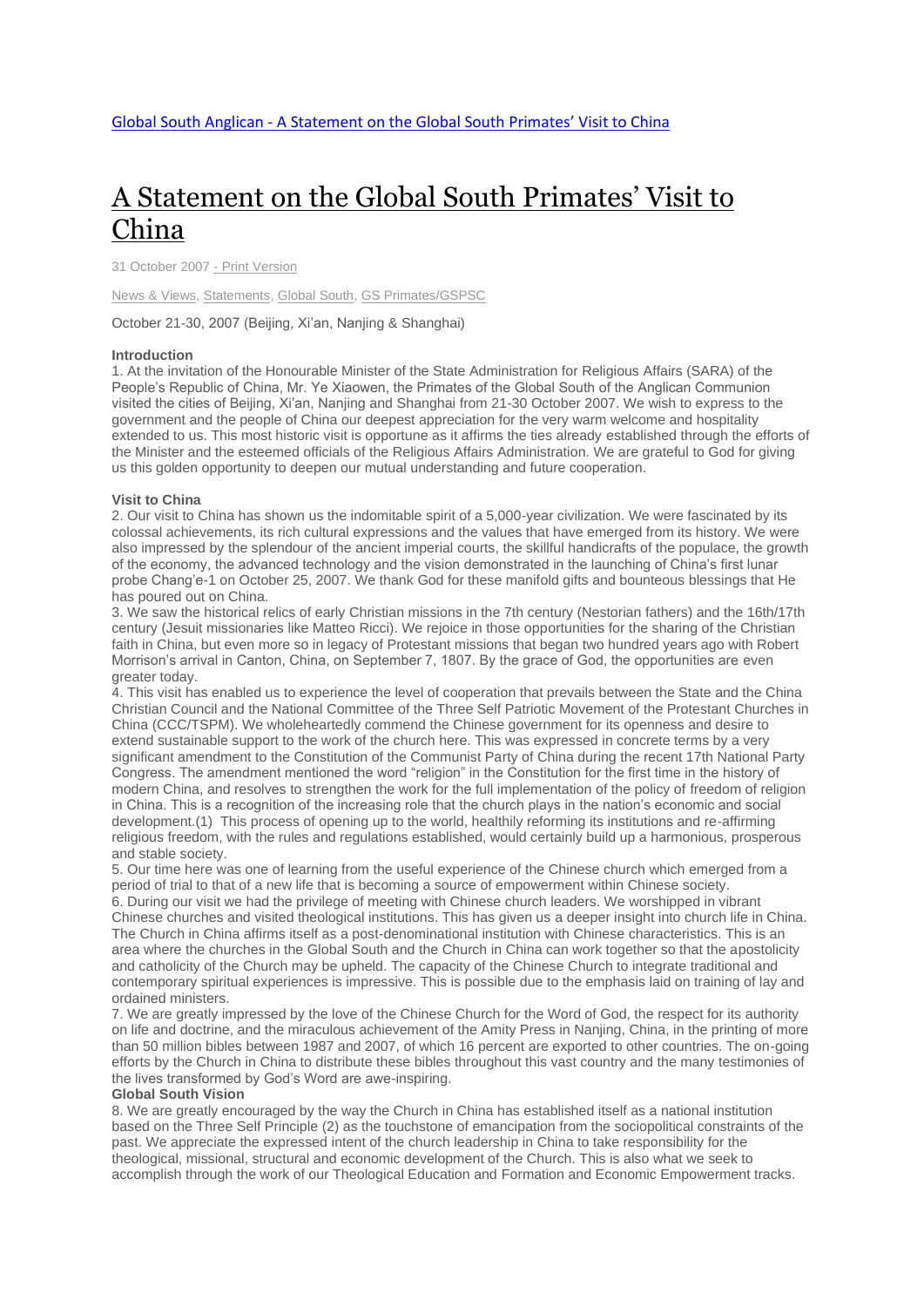Global South Anglican - A Statement on the Global South Primates' Visit to China

# A Statement on the Global South Primates' Visit to China

31 October 2007 - Print Version

News & Views, Statements, Global South, GS Primates/GSPSC

October 21-30, 2007 (Beijing, Xi'an, Nanjing & Shanghai)

**Introduction**

1. At the invitation of the Honourable Minister of the State Administration for Religious Affairs (SARA) of the People's Republic of China, Mr. Ye Xiaowen, the Primates of the Global South of the Anglican Communion visited the cities of Beijing, Xi'an, Nanjing and Shanghai from 21-30 October 2007. We wish to express to the government and the people of China our deepest appreciation for the very warm welcome and hospitality extended to us. This most historic visit is opportune as it affirms the ties already established through the efforts of the Minister and the esteemed officials of the Religious Affairs Administration. We are grateful to God for giving us this golden opportunity to deepen our mutual understanding and future cooperation.

**Visit to China**

2. Our visit to China has shown us the indomitable spirit of a 5,000-year civilization. We were fascinated by its colossal achievements, its rich cultural expressions and the values that have emerged from its history. We were also impressed by the splendour of the ancient imperial courts, the skillful handicrafts of the populace, the growth of the economy, the advanced technology and the vision demonstrated in the launching of China's first lunar probe Chang'e-1 on October 25, 2007. We thank God for these manifold gifts and bounteous blessings that He has poured out on China.

3. We saw the historical relics of early Christian missions in the 7th century (Nestorian fathers) and the 16th/17th century (Jesuit missionaries like Matteo Ricci). We rejoice in those opportunities for the sharing of the Christian faith in China, but even more so in legacy of Protestant missions that began two hundred years ago with Robert Morrison's arrival in Canton, China, on September 7, 1807. By the grace of God, the opportunities are even greater today.

4. This visit has enabled us to experience the level of cooperation that prevails between the State and the China Christian Council and the National Committee of the Three Self Patriotic Movement of the Protestant Churches in China (CCC/TSPM). We wholeheartedly commend the Chinese government for its openness and desire to extend sustainable support to the work of the church here. This was expressed in concrete terms by a very significant amendment to the Constitution of the Communist Party of China during the recent 17th National Party Congress. The amendment mentioned the word "religion" in the Constitution for the first time in the history of modern China, and resolves to strengthen the work for the full implementation of the policy of freedom of religion in China. This is a recognition of the increasing role that the church plays in the nation's economic and social development.(1) This process of opening up to the world, healthily reforming its institutions and re-affirming religious freedom, with the rules and regulations established, would certainly build up a harmonious, prosperous and stable society.

5. Our time here was one of learning from the useful experience of the Chinese church which emerged from a period of trial to that of a new life that is becoming a source of empowerment within Chinese society.

6. During our visit we had the privilege of meeting with Chinese church leaders. We worshipped in vibrant Chinese churches and visited theological institutions. This has given us a deeper insight into church life in China. The Church in China affirms itself as a post-denominational institution with Chinese characteristics. This is an area where the churches in the Global South and the Church in China can work together so that the apostolicity and catholicity of the Church may be upheld. The capacity of the Chinese Church to integrate traditional and contemporary spiritual experiences is impressive. This is possible due to the emphasis laid on training of lay and ordained ministers.

7. We are greatly impressed by the love of the Chinese Church for the Word of God, the respect for its authority on life and doctrine, and the miraculous achievement of the Amity Press in Nanjing, China, in the printing of more than 50 million bibles between 1987 and 2007, of which 16 percent are exported to other countries. The on-going efforts by the Church in China to distribute these bibles throughout this vast country and the many testimonies of the lives transformed by God's Word are awe-inspiring.

**Global South Vision**

8. We are greatly encouraged by the way the Church in China has established itself as a national institution based on the Three Self Principle (2) as the touchstone of emancipation from the sociopolitical constraints of the past. We appreciate the expressed intent of the church leadership in China to take responsibility for the theological, missional, structural and economic development of the Church. This is also what we seek to accomplish through the work of our Theological Education and Formation and Economic Empowerment tracks.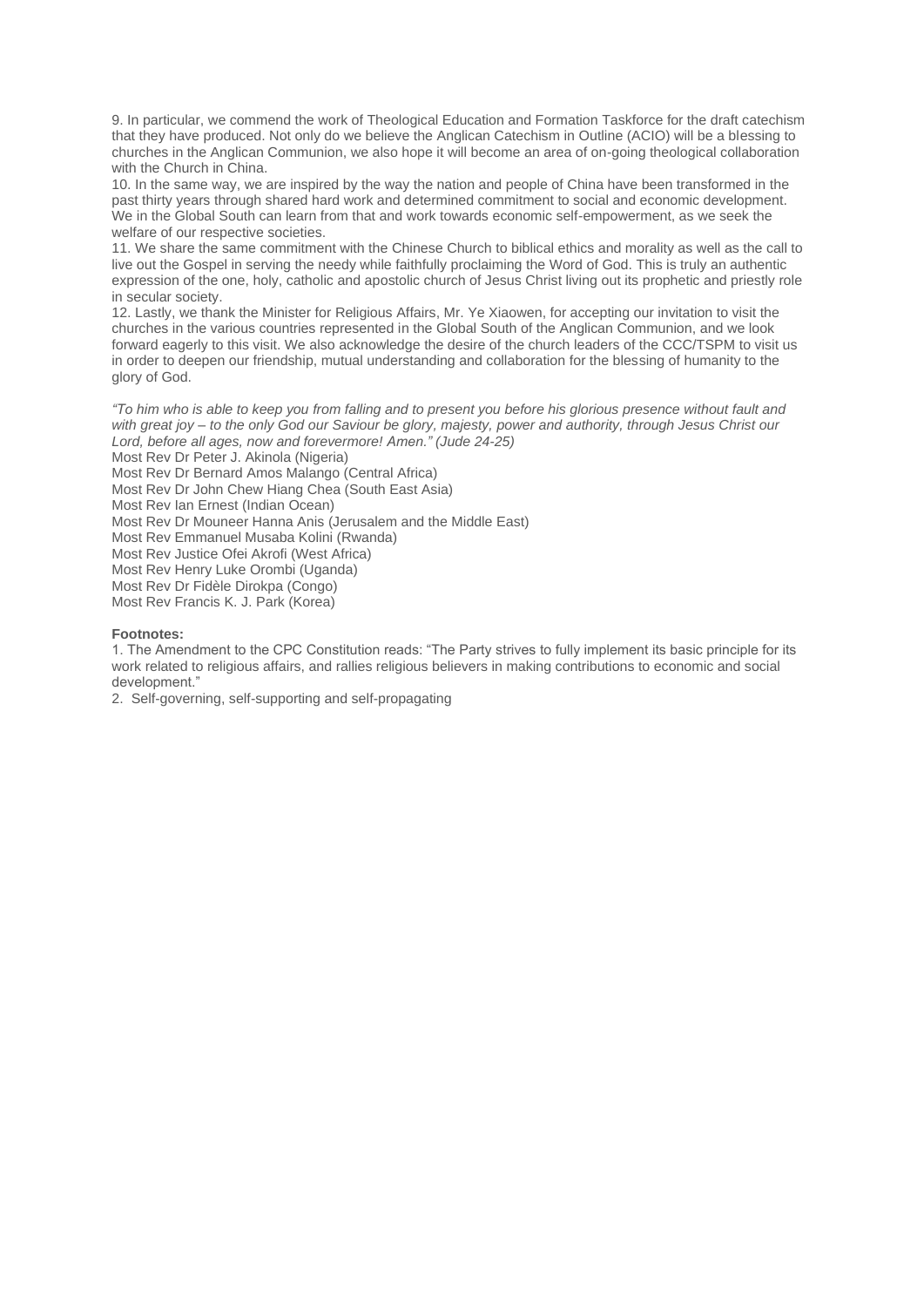9. In particular, we commend the work of Theological Education and Formation Taskforce for the draft catechism that they have produced. Not only do we believe the Anglican Catechism in Outline (ACIO) will be a blessing to churches in the Anglican Communion, we also hope it will become an area of on-going theological collaboration with the Church in China.

10. In the same way, we are inspired by the way the nation and people of China have been transformed in the past thirty years through shared hard work and determined commitment to social and economic development. We in the Global South can learn from that and work towards economic self-empowerment, as we seek the welfare of our respective societies.

11. We share the same commitment with the Chinese Church to biblical ethics and morality as well as the call to live out the Gospel in serving the needy while faithfully proclaiming the Word of God. This is truly an authentic expression of the one, holy, catholic and apostolic church of Jesus Christ living out its prophetic and priestly role in secular society.

12. Lastly, we thank the Minister for Religious Affairs, Mr. Ye Xiaowen, for accepting our invitation to visit the churches in the various countries represented in the Global South of the Anglican Communion, and we look forward eagerly to this visit. We also acknowledge the desire of the church leaders of the CCC/TSPM to visit us in order to deepen our friendship, mutual understanding and collaboration for the blessing of humanity to the glory of God.

*"To him who is able to keep you from falling and to present you before his glorious presence without fault and with great joy – to the only God our Saviour be glory, majesty, power and authority, through Jesus Christ our Lord, before all ages, now and forevermore! Amen." (Jude 24-25)*

Most Rev Dr Peter J. Akinola (Nigeria)
Most Rev Dr Bernard Amos Malango (Central Africa)
Most Rev Dr John Chew Hiang Chea (South East Asia)
Most Rev Ian Ernest (Indian Ocean)
Most Rev Dr Mouneer Hanna Anis (Jerusalem and the Middle East)
Most Rev Emmanuel Musaba Kolini (Rwanda)
Most Rev Justice Ofei Akrofi (West Africa)
Most Rev Henry Luke Orombi (Uganda)
Most Rev Dr Fidèle Dirokpa (Congo)
Most Rev Francis K. J. Park (Korea)

**Footnotes:**

1. The Amendment to the CPC Constitution reads: "The Party strives to fully implement its basic principle for its work related to religious affairs, and rallies religious believers in making contributions to economic and social development."
2. Self-governing, self-supporting and self-propagating